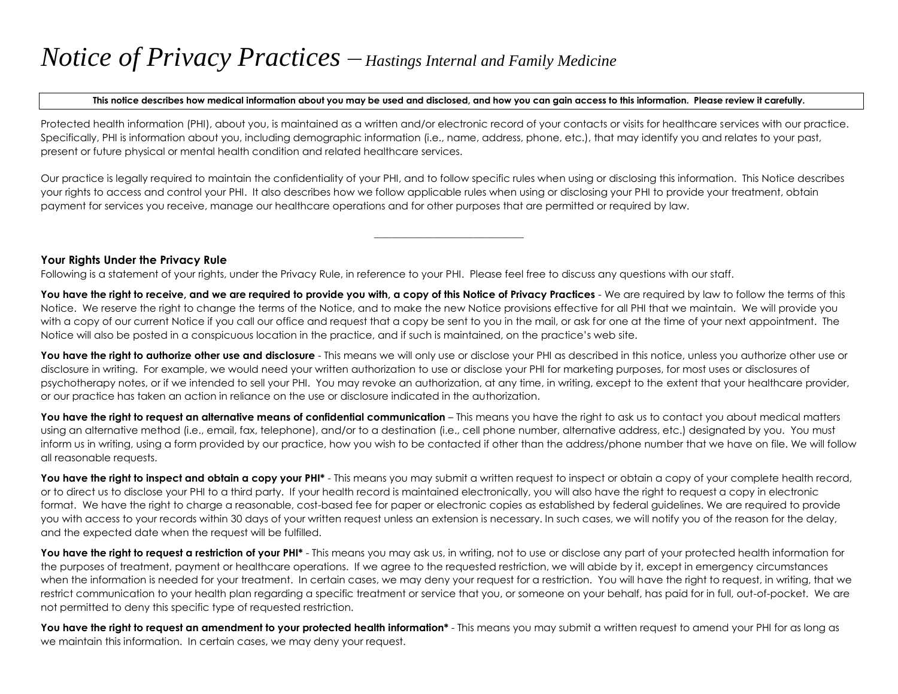# *Notice of Privacy Practices – Hastings Internal and Family Medicine*

**This notice describes how medical information about you may be used and disclosed, and how you can gain access to this information. Please review it carefully.**

Protected health information (PHI), about you, is maintained as a written and/or electronic record of your contacts or visits for healthcare services with our practice. Specifically, PHI is information about you, including demographic information (i.e., name, address, phone, etc.), that may identify you and relates to your past, present or future physical or mental health condition and related healthcare services.

Our practice is legally required to maintain the confidentiality of your PHI, and to follow specific rules when using or disclosing this information. This Notice describes your rights to access and control your PHI. It also describes how we follow applicable rules when using or disclosing your PHI to provide your treatment, obtain payment for services you receive, manage our healthcare operations and for other purposes that are permitted or required by law.

---

### Your Rights Under the Privacy Rule

Following is a statement of your rights, under the Privacy Rule, in reference to your PHI. Please feel free to discuss any questions with our staff.

**You have the right to receive, and we are required to provide you with, a copy of this Notice of Privacy Practices** - We are required by law to follow the terms of this Notice. We reserve the right to change the terms of the Notice, and to make the new Notice provisions effective for all PHI that we maintain. We will provide you with a copy of our current Notice if you call our office and request that a copy be sent to you in the mail, or ask for one at the time of your next appointment. The Notice will also be posted in a conspicuous location in the practice, and if such is maintained, on the practice's web site.

**You have the right to authorize other use and disclosure** - This means we will only use or disclose your PHI as described in this notice, unless you authorize other use or disclosure in writing. For example, we would need your written authorization to use or disclose your PHI for marketing purposes, for most uses or disclosures of psychotherapy notes, or if we intended to sell your PHI. You may revoke an authorization, at any time, in writing, except to the extent that your healthcare provider, or our practice has taken an action in reliance on the use or disclosure indicated in the authorization.

**You have the right to request an alternative means of confidential communication** – This means you have the right to ask us to contact you about medical matters using an alternative method (i.e., email, fax, telephone), and/or to a destination (i.e., cell phone number, alternative address, etc.) designated by you. You must inform us in writing, using a form provided by our practice, how you wish to be contacted if other than the address/phone number that we have on file. We will follow all reasonable requests.

**You have the right to inspect and obtain a copy your PHI*** - This means you may submit a written request to inspect or obtain a copy of your complete health record, or to direct us to disclose your PHI to a third party. If your health record is maintained electronically, you will also have the right to request a copy in electronic format. We have the right to charge a reasonable, cost-based fee for paper or electronic copies as established by federal guidelines. We are required to provide you with access to your records within 30 days of your written request unless an extension is necessary. In such cases, we will notify you of the reason for the delay, and the expected date when the request will be fulfilled.

**You have the right to request a restriction of your PHI*** - This means you may ask us, in writing, not to use or disclose any part of your protected health information for the purposes of treatment, payment or healthcare operations. If we agree to the requested restriction, we will abide by it, except in emergency circumstances when the information is needed for your treatment. In certain cases, we may deny your request for a restriction. You will have the right to request, in writing, that we restrict communication to your health plan regarding a specific treatment or service that you, or someone on your behalf, has paid for in full, out-of-pocket. We are not permitted to deny this specific type of requested restriction.

**You have the right to request an amendment to your protected health information*** - This means you may submit a written request to amend your PHI for as long as we maintain this information. In certain cases, we may deny your request.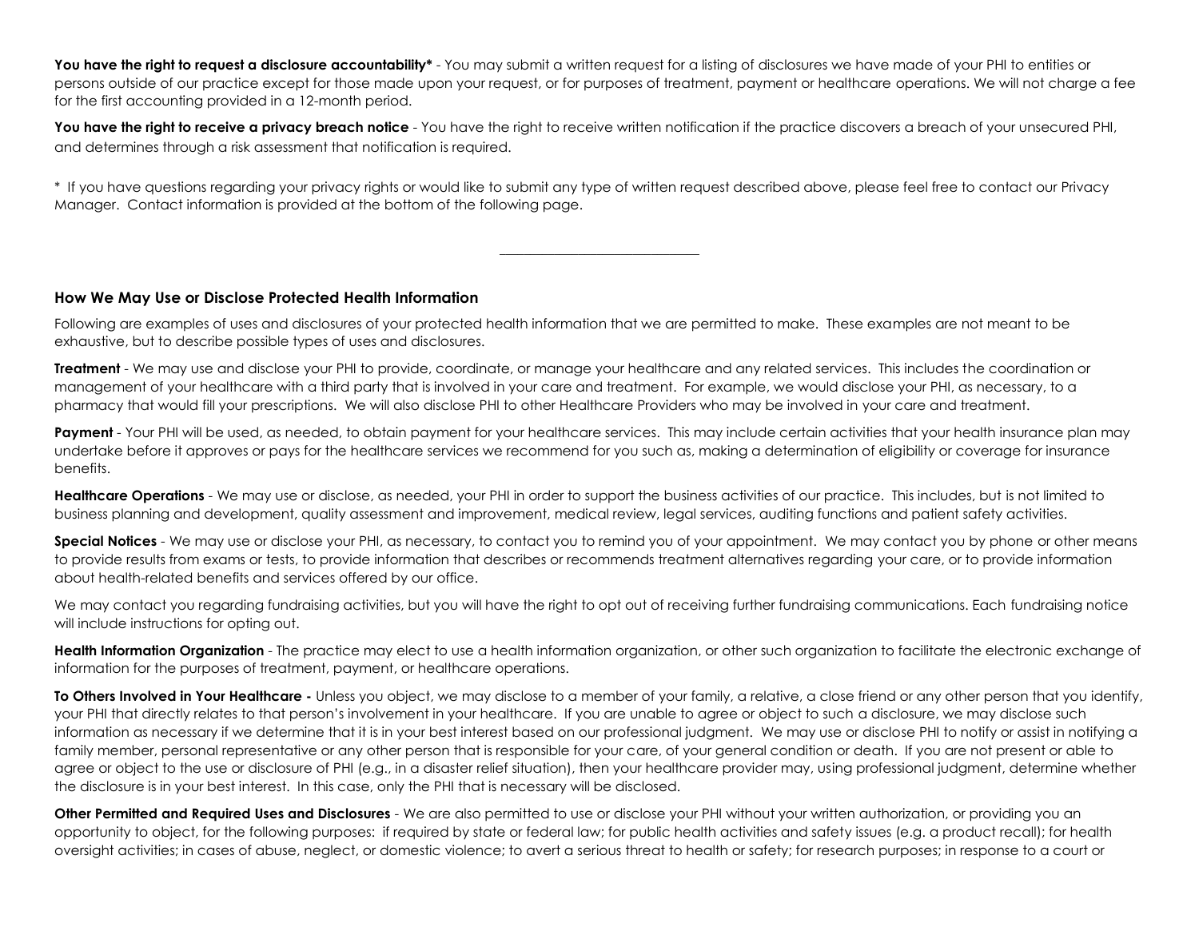**You have the right to request a disclosure accountability*** - You may submit a written request for a listing of disclosures we have made of your PHI to entities or persons outside of our practice except for those made upon your request, or for purposes of treatment, payment or healthcare operations. We will not charge a fee for the first accounting provided in a 12-month period.

**You have the right to receive a privacy breach notice** - You have the right to receive written notification if the practice discovers a breach of your unsecured PHI, and determines through a risk assessment that notification is required.

* If you have questions regarding your privacy rights or would like to submit any type of written request described above, please feel free to contact our Privacy Manager. Contact information is provided at the bottom of the following page.

---

## How We May Use or Disclose Protected Health Information

Following are examples of uses and disclosures of your protected health information that we are permitted to make. These examples are not meant to be exhaustive, but to describe possible types of uses and disclosures.

**Treatment** - We may use and disclose your PHI to provide, coordinate, or manage your healthcare and any related services. This includes the coordination or management of your healthcare with a third party that is involved in your care and treatment. For example, we would disclose your PHI, as necessary, to a pharmacy that would fill your prescriptions. We will also disclose PHI to other Healthcare Providers who may be involved in your care and treatment.

**Payment** - Your PHI will be used, as needed, to obtain payment for your healthcare services. This may include certain activities that your health insurance plan may undertake before it approves or pays for the healthcare services we recommend for you such as, making a determination of eligibility or coverage for insurance benefits.

**Healthcare Operations** - We may use or disclose, as needed, your PHI in order to support the business activities of our practice. This includes, but is not limited to business planning and development, quality assessment and improvement, medical review, legal services, auditing functions and patient safety activities.

**Special Notices** - We may use or disclose your PHI, as necessary, to contact you to remind you of your appointment. We may contact you by phone or other means to provide results from exams or tests, to provide information that describes or recommends treatment alternatives regarding your care, or to provide information about health-related benefits and services offered by our office.

We may contact you regarding fundraising activities, but you will have the right to opt out of receiving further fundraising communications. Each fundraising notice will include instructions for opting out.

**Health Information Organization** - The practice may elect to use a health information organization, or other such organization to facilitate the electronic exchange of information for the purposes of treatment, payment, or healthcare operations.

**To Others Involved in Your Healthcare -** Unless you object, we may disclose to a member of your family, a relative, a close friend or any other person that you identify, your PHI that directly relates to that person's involvement in your healthcare. If you are unable to agree or object to such a disclosure, we may disclose such information as necessary if we determine that it is in your best interest based on our professional judgment. We may use or disclose PHI to notify or assist in notifying a family member, personal representative or any other person that is responsible for your care, of your general condition or death. If you are not present or able to agree or object to the use or disclosure of PHI (e.g., in a disaster relief situation), then your healthcare provider may, using professional judgment, determine whether the disclosure is in your best interest. In this case, only the PHI that is necessary will be disclosed.

**Other Permitted and Required Uses and Disclosures** - We are also permitted to use or disclose your PHI without your written authorization, or providing you an opportunity to object, for the following purposes: if required by state or federal law; for public health activities and safety issues (e.g. a product recall); for health oversight activities; in cases of abuse, neglect, or domestic violence; to avert a serious threat to health or safety; for research purposes; in response to a court or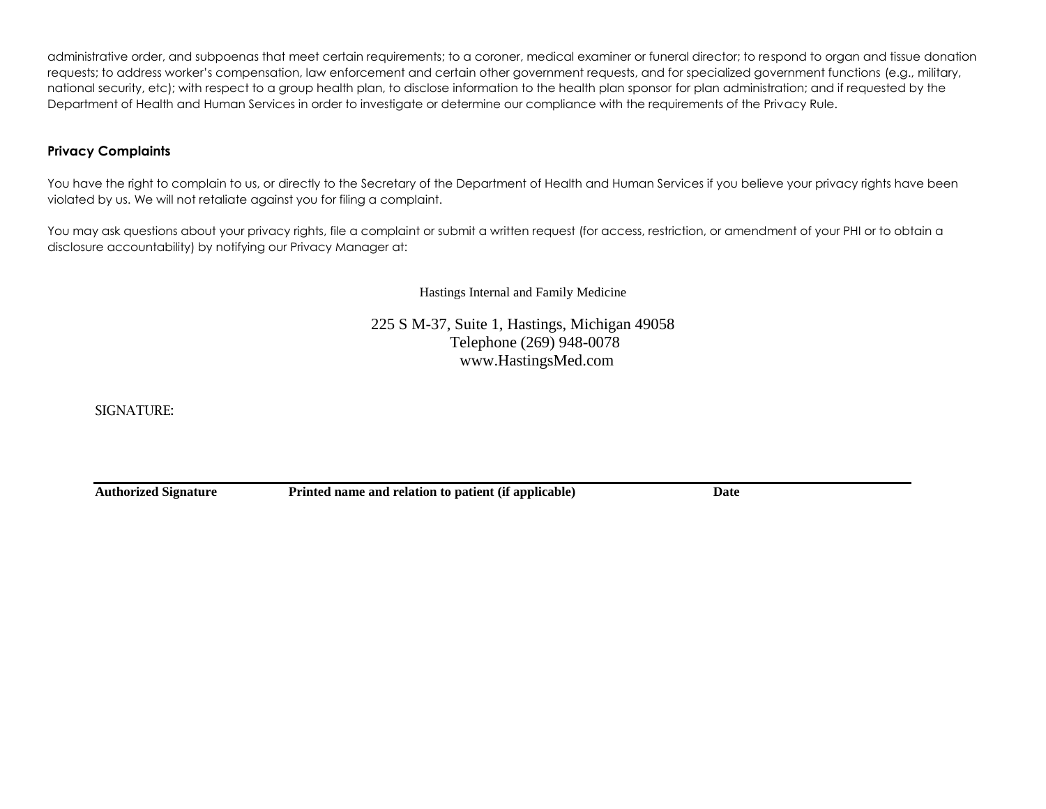administrative order, and subpoenas that meet certain requirements; to a coroner, medical examiner or funeral director; to respond to organ and tissue donation requests; to address worker's compensation, law enforcement and certain other government requests, and for specialized government functions (e.g., military, national security, etc); with respect to a group health plan, to disclose information to the health plan sponsor for plan administration; and if requested by the Department of Health and Human Services in order to investigate or determine our compliance with the requirements of the Privacy Rule.

**Privacy Complaints**

You have the right to complain to us, or directly to the Secretary of the Department of Health and Human Services if you believe your privacy rights have been violated by us. We will not retaliate against you for filing a complaint.

You may ask questions about your privacy rights, file a complaint or submit a written request (for access, restriction, or amendment of your PHI or to obtain a disclosure accountability) by notifying our Privacy Manager at:

Hastings Internal and Family Medicine

225 S M-37, Suite 1, Hastings, Michigan 49058
Telephone (269) 948-0078
www.HastingsMed.com

SIGNATURE:

______________________________________________________________________

**Authorized Signature** **Printed name and relation to patient (if applicable)** **Date**